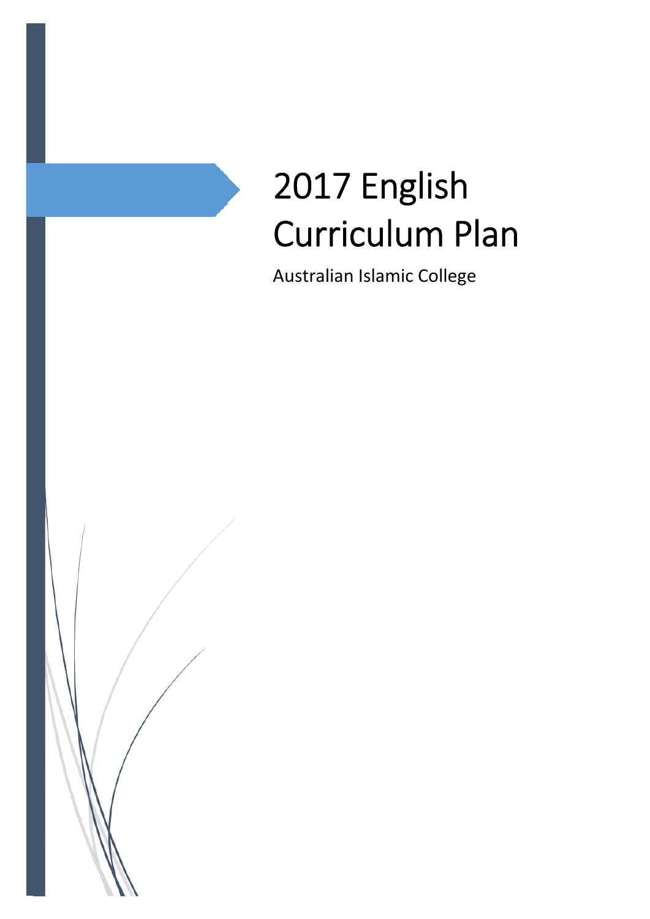# 2017 English Curriculum Plan

Australian Islamic College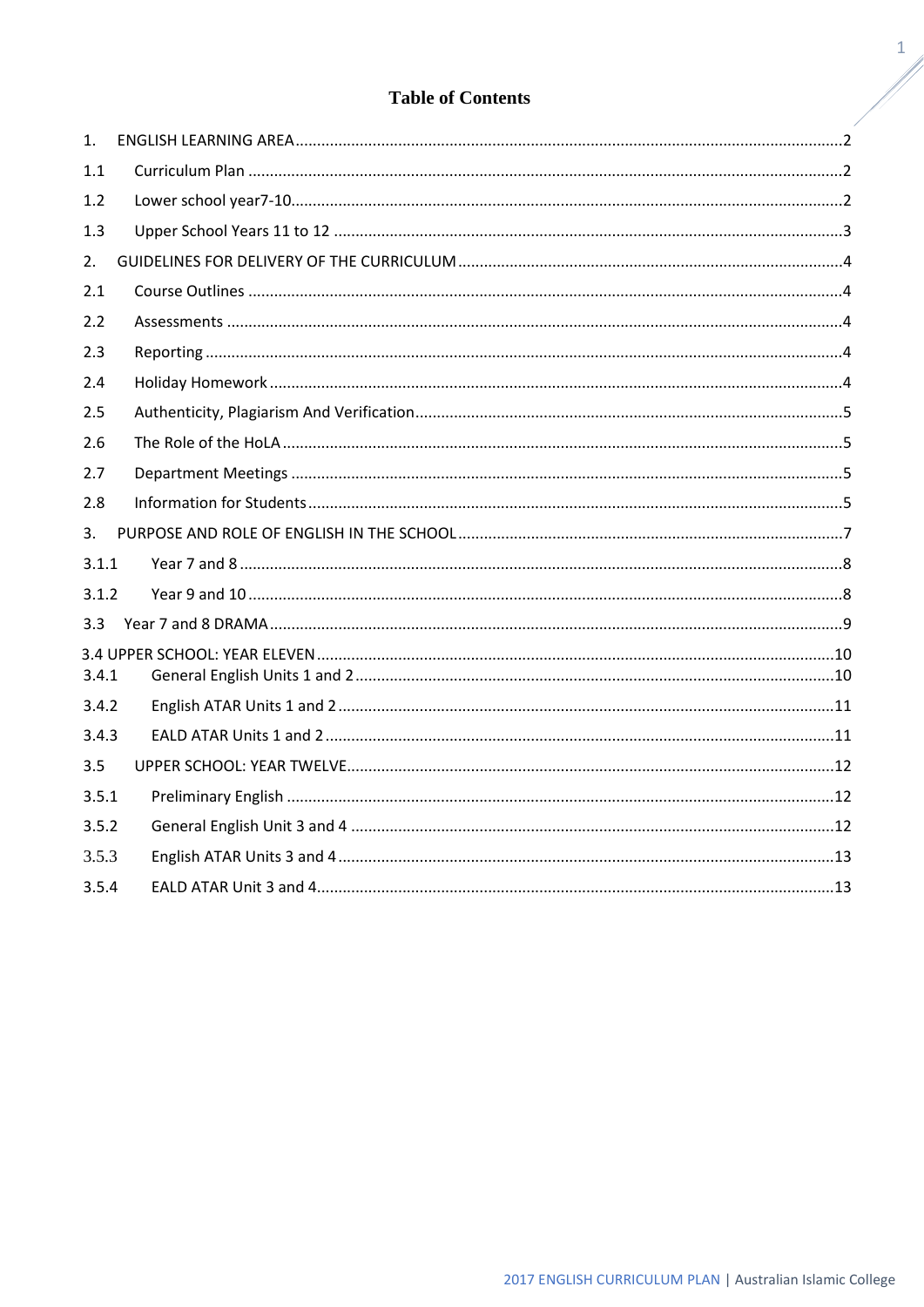# Table of Contents

1. ENGLISH LEARNING AREA .................................................................................................. 2
1.1 Curriculum Plan .................................................................................................................. 2
1.2 Lower school year7-10 ........................................................................................................ 2
1.3 Upper School Years 11 to 12 ............................................................................................... 3
2. GUIDELINES FOR DELIVERY OF THE CURRICULUM ............................................................. 4
2.1 Course Outlines .................................................................................................................. 4
2.2 Assessments ....................................................................................................................... 4
2.3 Reporting ............................................................................................................................ 4
2.4 Holiday Homework ............................................................................................................. 4
2.5 Authenticity, Plagiarism And Verification ............................................................................. 5
2.6 The Role of the HoLA .......................................................................................................... 5
2.7 Department Meetings ......................................................................................................... 5
2.8 Information for Students ..................................................................................................... 5
3. PURPOSE AND ROLE OF ENGLISH IN THE SCHOOL ............................................................. 7
3.1.1 Year 7 and 8 ...................................................................................................................... 8
3.1.2 Year 9 and 10 .................................................................................................................... 8
3.3 Year 7 and 8 DRAMA ............................................................................................................ 9
3.4 UPPER SCHOOL: YEAR ELEVEN .......................................................................................... 10
3.4.1 General English Units 1 and 2 .......................................................................................... 10
3.4.2 English ATAR Units 1 and 2 .............................................................................................. 11
3.4.3 EALD ATAR Units 1 and 2 ................................................................................................. 11
3.5 UPPER SCHOOL: YEAR TWELVE .......................................................................................... 12
3.5.1 Preliminary English .......................................................................................................... 12
3.5.2 General English Unit 3 and 4 ........................................................................................... 12
3.5.3 English ATAR Units 3 and 4 .............................................................................................. 13
3.5.4 EALD ATAR Unit 3 and 4 .................................................................................................. 13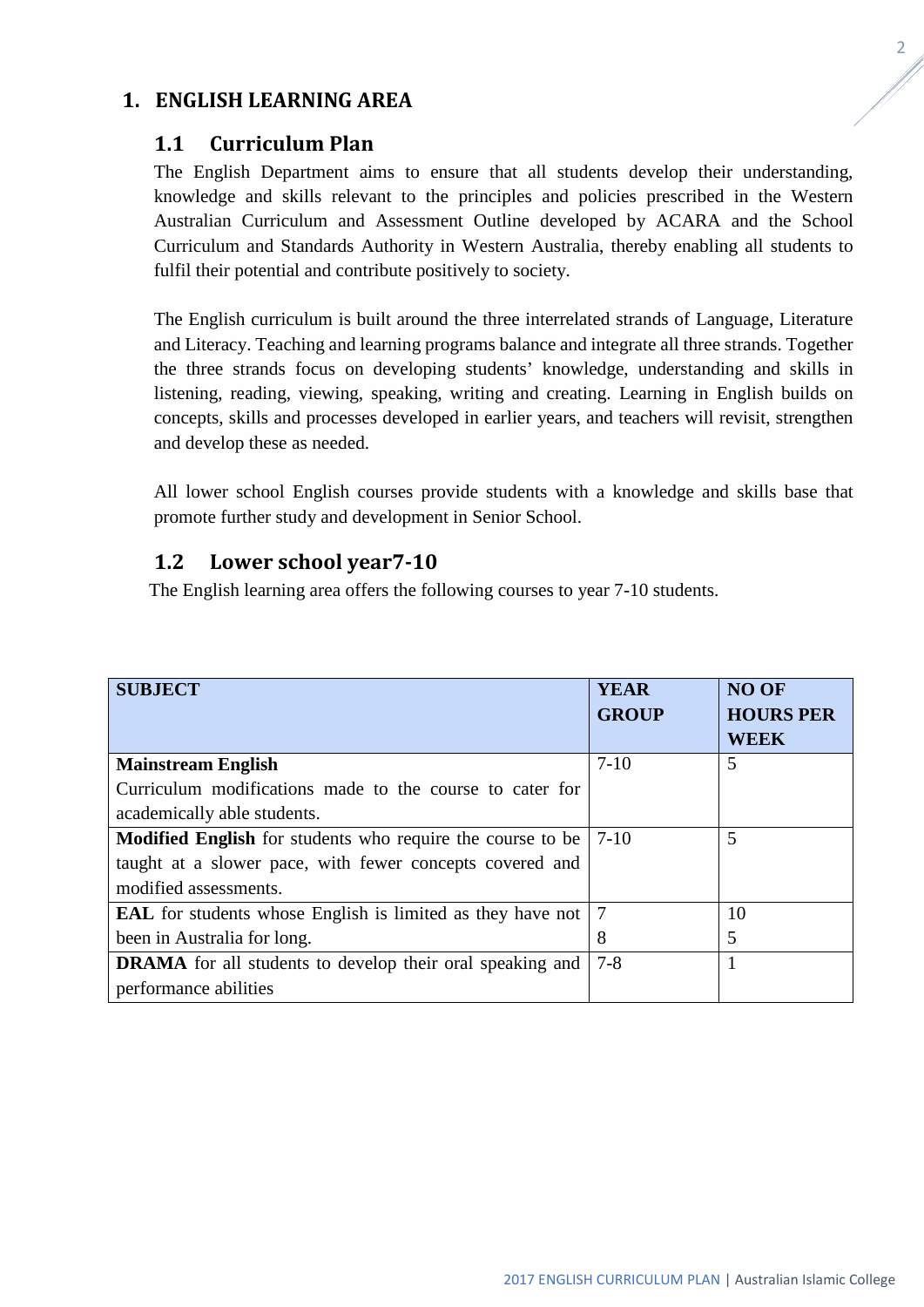# 1. ENGLISH LEARNING AREA

## 1.1 Curriculum Plan

The English Department aims to ensure that all students develop their understanding, knowledge and skills relevant to the principles and policies prescribed in the Western Australian Curriculum and Assessment Outline developed by ACARA and the School Curriculum and Standards Authority in Western Australia, thereby enabling all students to fulfil their potential and contribute positively to society.

The English curriculum is built around the three interrelated strands of Language, Literature and Literacy. Teaching and learning programs balance and integrate all three strands. Together the three strands focus on developing students' knowledge, understanding and skills in listening, reading, viewing, speaking, writing and creating. Learning in English builds on concepts, skills and processes developed in earlier years, and teachers will revisit, strengthen and develop these as needed.

All lower school English courses provide students with a knowledge and skills base that promote further study and development in Senior School.

## 1.2 Lower school year7-10

The English learning area offers the following courses to year 7-10 students.

| SUBJECT | YEAR GROUP | NO OF HOURS PER WEEK |
|---|---|---|
| **Mainstream English**<br>Curriculum modifications made to the course to cater for academically able students. | 7-10 | 5 |
| **Modified English** for students who require the course to be taught at a slower pace, with fewer concepts covered and modified assessments. | 7-10 | 5 |
| **EAL** for students whose English is limited as they have not been in Australia for long. | 7<br>8 | 10<br>5 |
| **DRAMA** for all students to develop their oral speaking and performance abilities | 7-8 | 1 |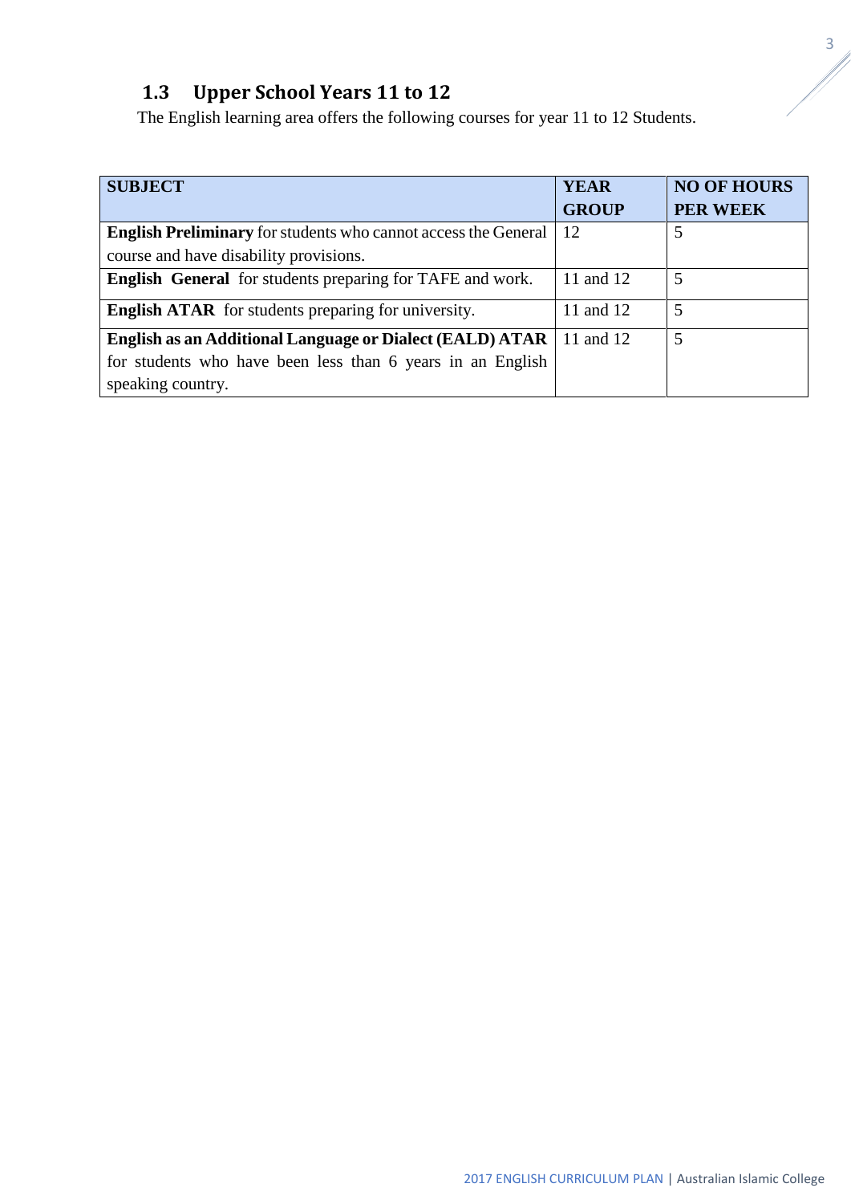## 1.3 Upper School Years 11 to 12

The English learning area offers the following courses for year 11 to 12 Students.

| SUBJECT | YEAR GROUP | NO OF HOURS PER WEEK |
|---|---|---|
| **English Preliminary** for students who cannot access the General course and have disability provisions. | 12 | 5 |
| **English General** for students preparing for TAFE and work. | 11 and 12 | 5 |
| **English ATAR** for students preparing for university. | 11 and 12 | 5 |
| **English as an Additional Language or Dialect (EALD) ATAR** for students who have been less than 6 years in an English speaking country. | 11 and 12 | 5 |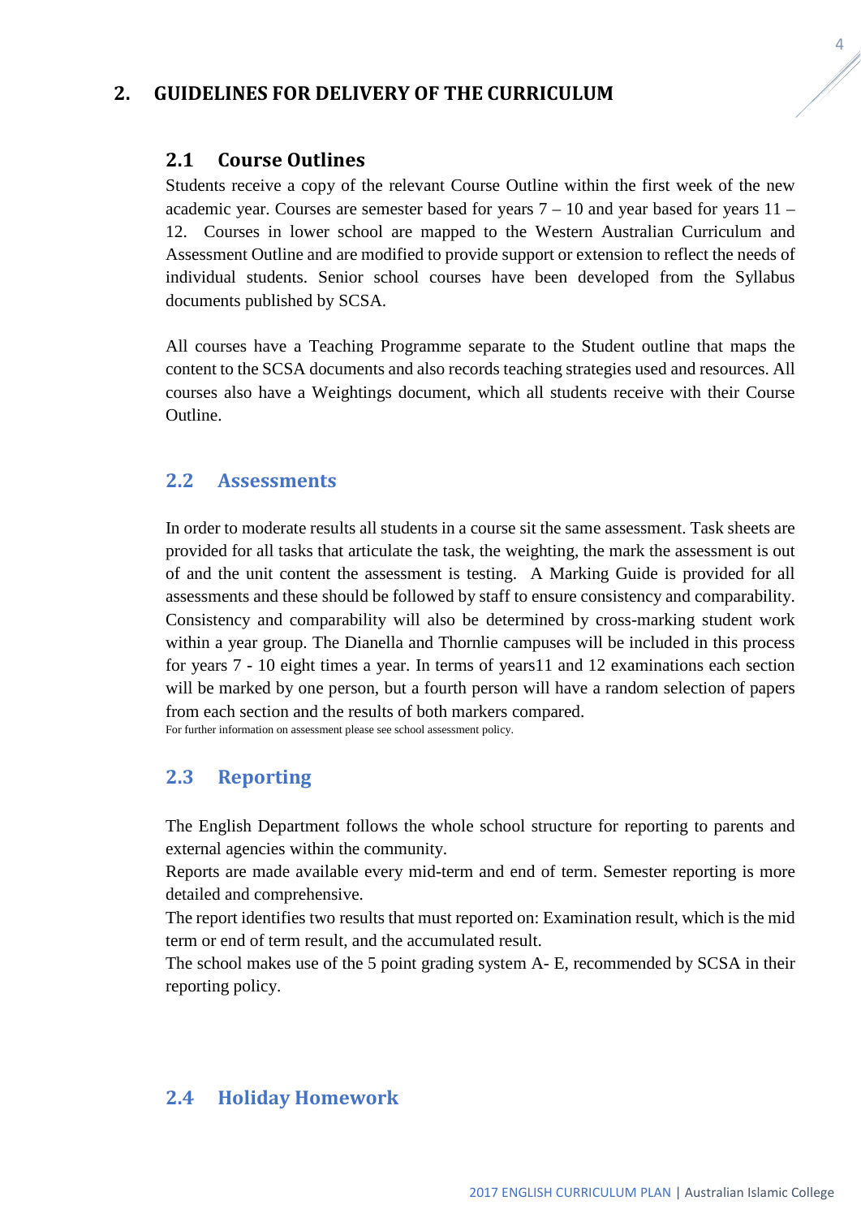# 2. GUIDELINES FOR DELIVERY OF THE CURRICULUM

## 2.1 Course Outlines

Students receive a copy of the relevant Course Outline within the first week of the new academic year. Courses are semester based for years 7 – 10 and year based for years 11 – 12. Courses in lower school are mapped to the Western Australian Curriculum and Assessment Outline and are modified to provide support or extension to reflect the needs of individual students. Senior school courses have been developed from the Syllabus documents published by SCSA.

All courses have a Teaching Programme separate to the Student outline that maps the content to the SCSA documents and also records teaching strategies used and resources. All courses also have a Weightings document, which all students receive with their Course Outline.

## 2.2 Assessments

In order to moderate results all students in a course sit the same assessment. Task sheets are provided for all tasks that articulate the task, the weighting, the mark the assessment is out of and the unit content the assessment is testing. A Marking Guide is provided for all assessments and these should be followed by staff to ensure consistency and comparability. Consistency and comparability will also be determined by cross-marking student work within a year group. The Dianella and Thornlie campuses will be included in this process for years 7 - 10 eight times a year. In terms of years11 and 12 examinations each section will be marked by one person, but a fourth person will have a random selection of papers from each section and the results of both markers compared.

For further information on assessment please see school assessment policy.

## 2.3 Reporting

The English Department follows the whole school structure for reporting to parents and external agencies within the community.

Reports are made available every mid-term and end of term. Semester reporting is more detailed and comprehensive.

The report identifies two results that must reported on: Examination result, which is the mid term or end of term result, and the accumulated result.

The school makes use of the 5 point grading system A- E, recommended by SCSA in their reporting policy.

## 2.4 Holiday Homework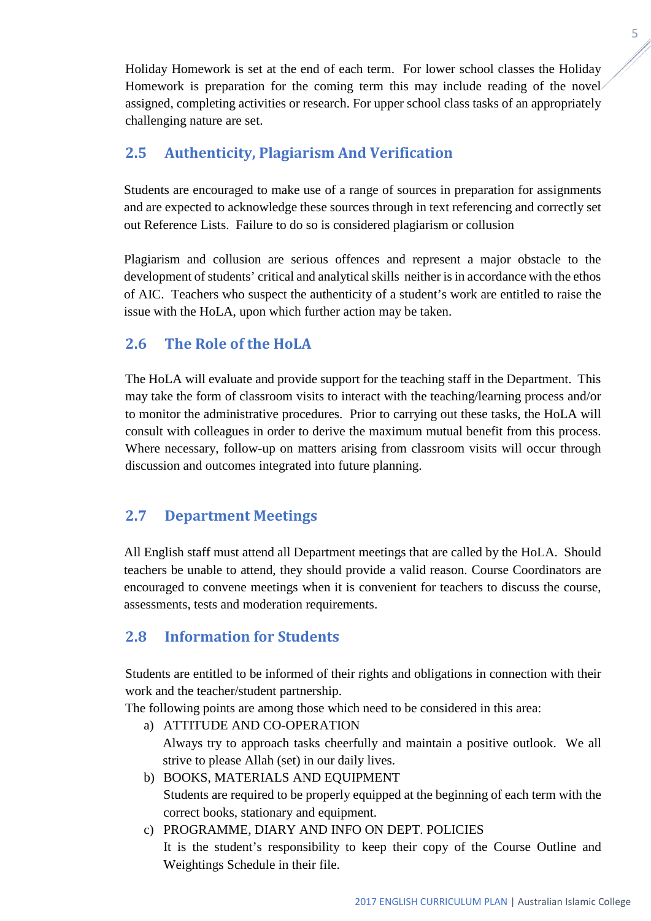Holiday Homework is set at the end of each term. For lower school classes the Holiday Homework is preparation for the coming term this may include reading of the novel assigned, completing activities or research. For upper school class tasks of an appropriately challenging nature are set.

## 2.5 Authenticity, Plagiarism And Verification

Students are encouraged to make use of a range of sources in preparation for assignments and are expected to acknowledge these sources through in text referencing and correctly set out Reference Lists. Failure to do so is considered plagiarism or collusion

Plagiarism and collusion are serious offences and represent a major obstacle to the development of students' critical and analytical skills neither is in accordance with the ethos of AIC. Teachers who suspect the authenticity of a student's work are entitled to raise the issue with the HoLA, upon which further action may be taken.

## 2.6 The Role of the HoLA

The HoLA will evaluate and provide support for the teaching staff in the Department. This may take the form of classroom visits to interact with the teaching/learning process and/or to monitor the administrative procedures. Prior to carrying out these tasks, the HoLA will consult with colleagues in order to derive the maximum mutual benefit from this process. Where necessary, follow-up on matters arising from classroom visits will occur through discussion and outcomes integrated into future planning.

## 2.7 Department Meetings

All English staff must attend all Department meetings that are called by the HoLA. Should teachers be unable to attend, they should provide a valid reason. Course Coordinators are encouraged to convene meetings when it is convenient for teachers to discuss the course, assessments, tests and moderation requirements.

## 2.8 Information for Students

Students are entitled to be informed of their rights and obligations in connection with their work and the teacher/student partnership.
The following points are among those which need to be considered in this area:

a) ATTITUDE AND CO-OPERATION
   Always try to approach tasks cheerfully and maintain a positive outlook. We all strive to please Allah (set) in our daily lives.
b) BOOKS, MATERIALS AND EQUIPMENT
   Students are required to be properly equipped at the beginning of each term with the correct books, stationary and equipment.
c) PROGRAMME, DIARY AND INFO ON DEPT. POLICIES
   It is the student's responsibility to keep their copy of the Course Outline and Weightings Schedule in their file.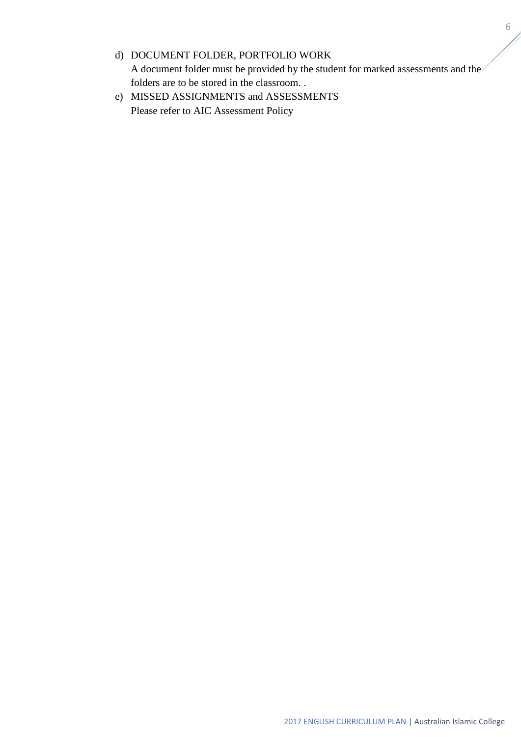d) DOCUMENT FOLDER, PORTFOLIO WORK
   A document folder must be provided by the student for marked assessments and the folders are to be stored in the classroom. .
e) MISSED ASSIGNMENTS and ASSESSMENTS
   Please refer to AIC Assessment Policy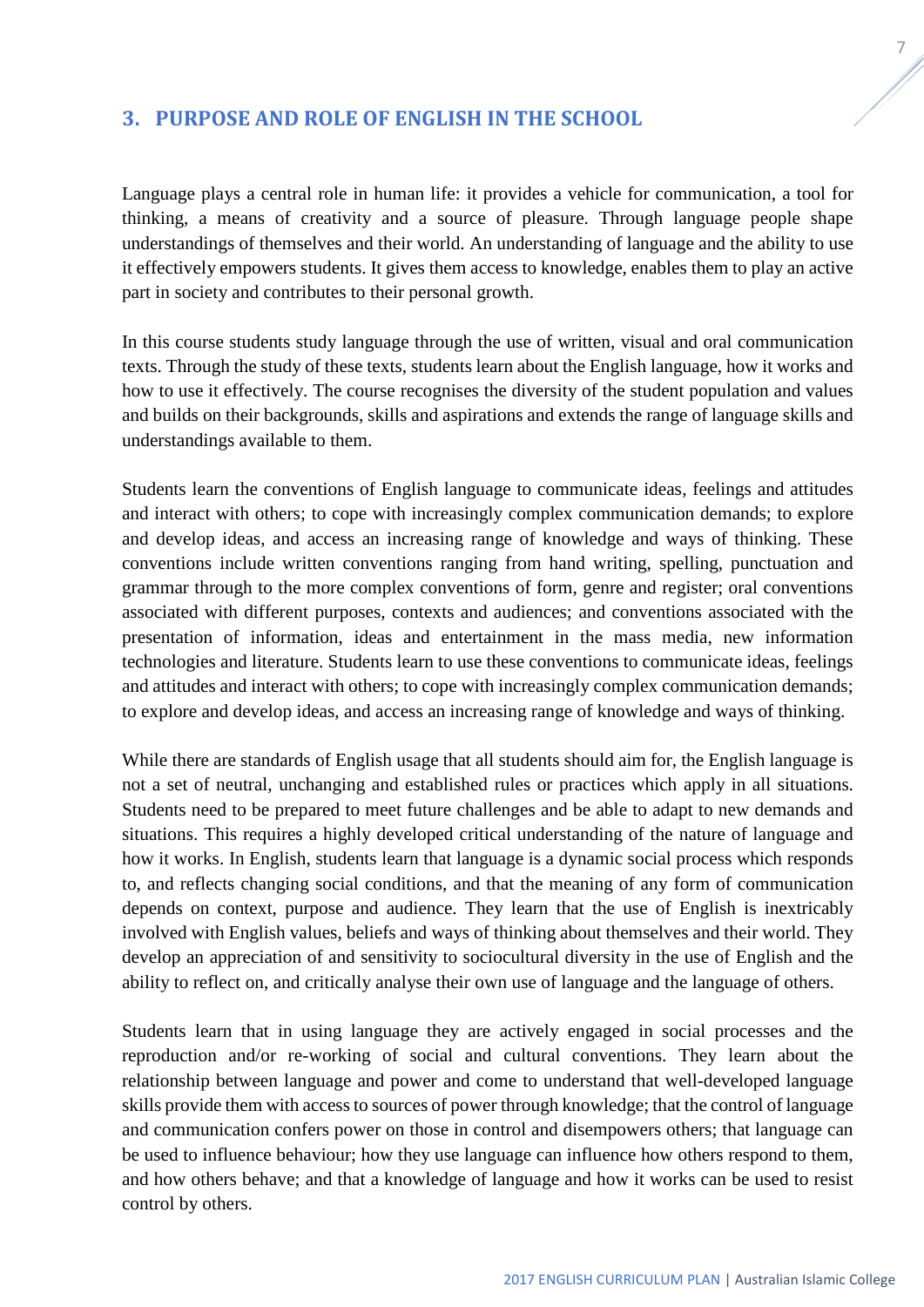## 3. PURPOSE AND ROLE OF ENGLISH IN THE SCHOOL

Language plays a central role in human life: it provides a vehicle for communication, a tool for thinking, a means of creativity and a source of pleasure. Through language people shape understandings of themselves and their world. An understanding of language and the ability to use it effectively empowers students. It gives them access to knowledge, enables them to play an active part in society and contributes to their personal growth.

In this course students study language through the use of written, visual and oral communication texts. Through the study of these texts, students learn about the English language, how it works and how to use it effectively. The course recognises the diversity of the student population and values and builds on their backgrounds, skills and aspirations and extends the range of language skills and understandings available to them.

Students learn the conventions of English language to communicate ideas, feelings and attitudes and interact with others; to cope with increasingly complex communication demands; to explore and develop ideas, and access an increasing range of knowledge and ways of thinking. These conventions include written conventions ranging from hand writing, spelling, punctuation and grammar through to the more complex conventions of form, genre and register; oral conventions associated with different purposes, contexts and audiences; and conventions associated with the presentation of information, ideas and entertainment in the mass media, new information technologies and literature. Students learn to use these conventions to communicate ideas, feelings and attitudes and interact with others; to cope with increasingly complex communication demands; to explore and develop ideas, and access an increasing range of knowledge and ways of thinking.

While there are standards of English usage that all students should aim for, the English language is not a set of neutral, unchanging and established rules or practices which apply in all situations. Students need to be prepared to meet future challenges and be able to adapt to new demands and situations. This requires a highly developed critical understanding of the nature of language and how it works. In English, students learn that language is a dynamic social process which responds to, and reflects changing social conditions, and that the meaning of any form of communication depends on context, purpose and audience. They learn that the use of English is inextricably involved with English values, beliefs and ways of thinking about themselves and their world. They develop an appreciation of and sensitivity to sociocultural diversity in the use of English and the ability to reflect on, and critically analyse their own use of language and the language of others.

Students learn that in using language they are actively engaged in social processes and the reproduction and/or re-working of social and cultural conventions. They learn about the relationship between language and power and come to understand that well-developed language skills provide them with access to sources of power through knowledge; that the control of language and communication confers power on those in control and disempowers others; that language can be used to influence behaviour; how they use language can influence how others respond to them, and how others behave; and that a knowledge of language and how it works can be used to resist control by others.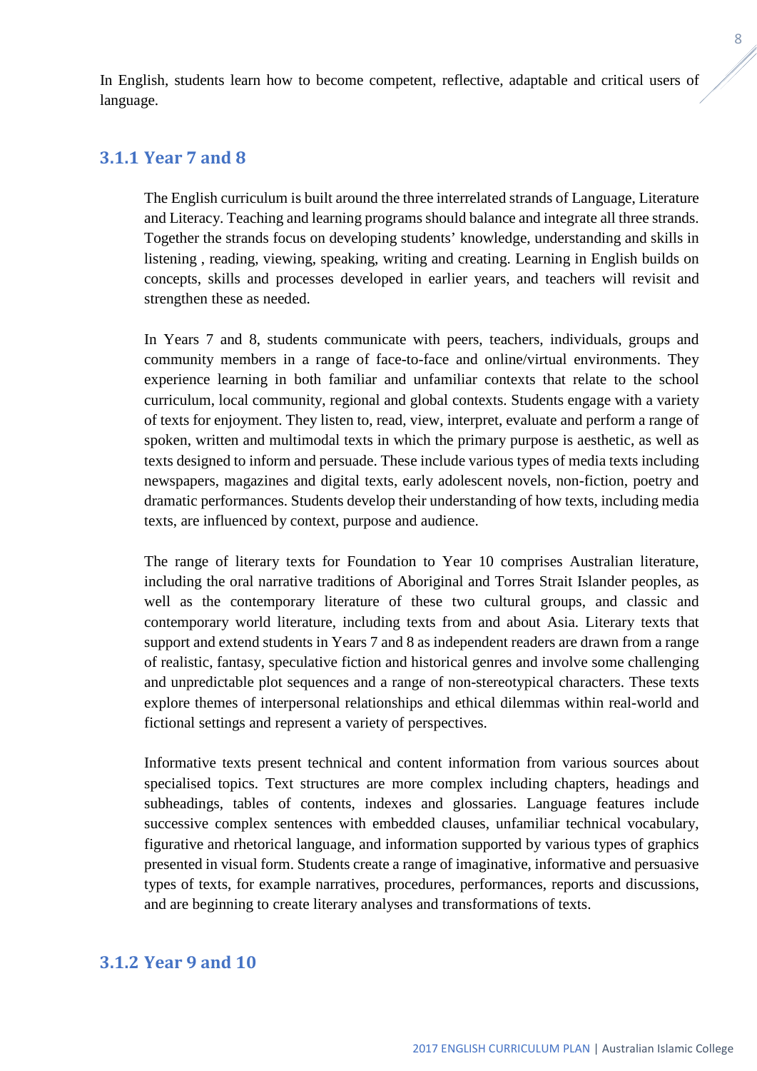In English, students learn how to become competent, reflective, adaptable and critical users of language.

### 3.1.1 Year 7 and 8

The English curriculum is built around the three interrelated strands of Language, Literature and Literacy. Teaching and learning programs should balance and integrate all three strands. Together the strands focus on developing students' knowledge, understanding and skills in listening , reading, viewing, speaking, writing and creating. Learning in English builds on concepts, skills and processes developed in earlier years, and teachers will revisit and strengthen these as needed.

In Years 7 and 8, students communicate with peers, teachers, individuals, groups and community members in a range of face-to-face and online/virtual environments. They experience learning in both familiar and unfamiliar contexts that relate to the school curriculum, local community, regional and global contexts. Students engage with a variety of texts for enjoyment. They listen to, read, view, interpret, evaluate and perform a range of spoken, written and multimodal texts in which the primary purpose is aesthetic, as well as texts designed to inform and persuade. These include various types of media texts including newspapers, magazines and digital texts, early adolescent novels, non-fiction, poetry and dramatic performances. Students develop their understanding of how texts, including media texts, are influenced by context, purpose and audience.

The range of literary texts for Foundation to Year 10 comprises Australian literature, including the oral narrative traditions of Aboriginal and Torres Strait Islander peoples, as well as the contemporary literature of these two cultural groups, and classic and contemporary world literature, including texts from and about Asia. Literary texts that support and extend students in Years 7 and 8 as independent readers are drawn from a range of realistic, fantasy, speculative fiction and historical genres and involve some challenging and unpredictable plot sequences and a range of non-stereotypical characters. These texts explore themes of interpersonal relationships and ethical dilemmas within real-world and fictional settings and represent a variety of perspectives.

Informative texts present technical and content information from various sources about specialised topics. Text structures are more complex including chapters, headings and subheadings, tables of contents, indexes and glossaries. Language features include successive complex sentences with embedded clauses, unfamiliar technical vocabulary, figurative and rhetorical language, and information supported by various types of graphics presented in visual form. Students create a range of imaginative, informative and persuasive types of texts, for example narratives, procedures, performances, reports and discussions, and are beginning to create literary analyses and transformations of texts.

### 3.1.2 Year 9 and 10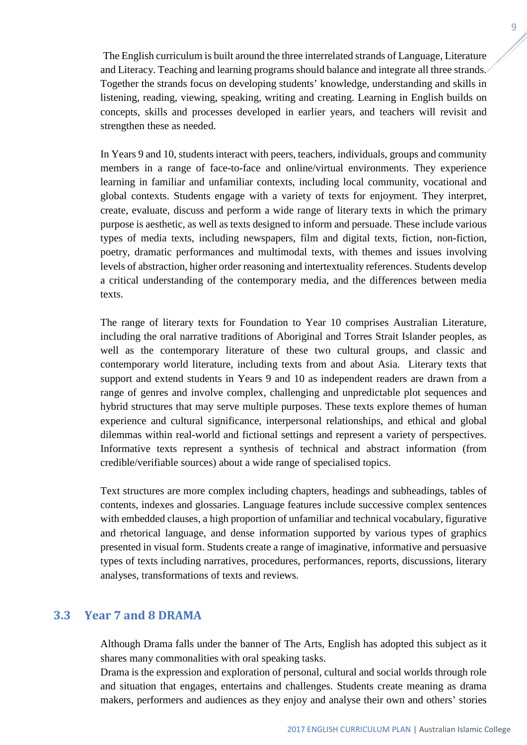The English curriculum is built around the three interrelated strands of Language, Literature and Literacy. Teaching and learning programs should balance and integrate all three strands. Together the strands focus on developing students' knowledge, understanding and skills in listening, reading, viewing, speaking, writing and creating. Learning in English builds on concepts, skills and processes developed in earlier years, and teachers will revisit and strengthen these as needed.

In Years 9 and 10, students interact with peers, teachers, individuals, groups and community members in a range of face-to-face and online/virtual environments. They experience learning in familiar and unfamiliar contexts, including local community, vocational and global contexts. Students engage with a variety of texts for enjoyment. They interpret, create, evaluate, discuss and perform a wide range of literary texts in which the primary purpose is aesthetic, as well as texts designed to inform and persuade. These include various types of media texts, including newspapers, film and digital texts, fiction, non-fiction, poetry, dramatic performances and multimodal texts, with themes and issues involving levels of abstraction, higher order reasoning and intertextuality references. Students develop a critical understanding of the contemporary media, and the differences between media texts.

The range of literary texts for Foundation to Year 10 comprises Australian Literature, including the oral narrative traditions of Aboriginal and Torres Strait Islander peoples, as well as the contemporary literature of these two cultural groups, and classic and contemporary world literature, including texts from and about Asia. Literary texts that support and extend students in Years 9 and 10 as independent readers are drawn from a range of genres and involve complex, challenging and unpredictable plot sequences and hybrid structures that may serve multiple purposes. These texts explore themes of human experience and cultural significance, interpersonal relationships, and ethical and global dilemmas within real-world and fictional settings and represent a variety of perspectives. Informative texts represent a synthesis of technical and abstract information (from credible/verifiable sources) about a wide range of specialised topics.

Text structures are more complex including chapters, headings and subheadings, tables of contents, indexes and glossaries. Language features include successive complex sentences with embedded clauses, a high proportion of unfamiliar and technical vocabulary, figurative and rhetorical language, and dense information supported by various types of graphics presented in visual form. Students create a range of imaginative, informative and persuasive types of texts including narratives, procedures, performances, reports, discussions, literary analyses, transformations of texts and reviews.

## 3.3 Year 7 and 8 DRAMA

Although Drama falls under the banner of The Arts, English has adopted this subject as it shares many commonalities with oral speaking tasks.

Drama is the expression and exploration of personal, cultural and social worlds through role and situation that engages, entertains and challenges. Students create meaning as drama makers, performers and audiences as they enjoy and analyse their own and others' stories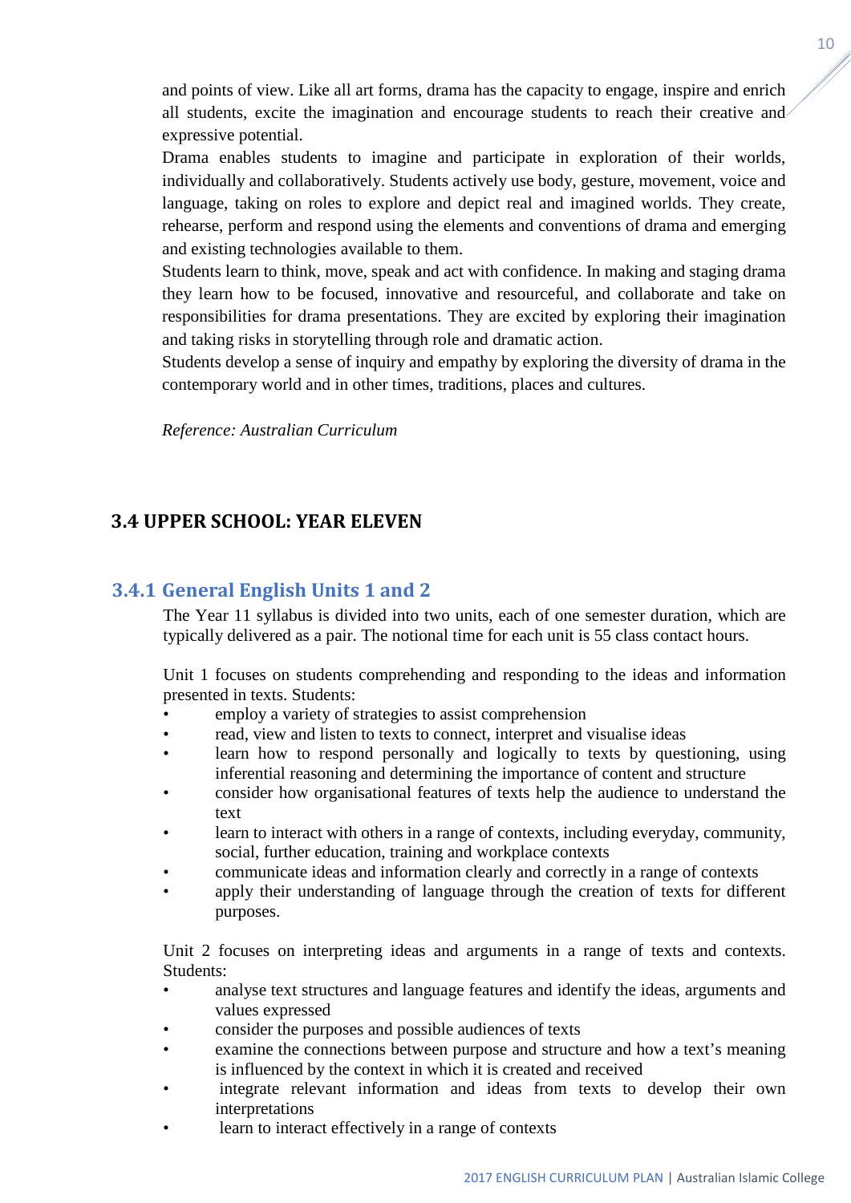and points of view. Like all art forms, drama has the capacity to engage, inspire and enrich all students, excite the imagination and encourage students to reach their creative and expressive potential.

Drama enables students to imagine and participate in exploration of their worlds, individually and collaboratively. Students actively use body, gesture, movement, voice and language, taking on roles to explore and depict real and imagined worlds. They create, rehearse, perform and respond using the elements and conventions of drama and emerging and existing technologies available to them.

Students learn to think, move, speak and act with confidence. In making and staging drama they learn how to be focused, innovative and resourceful, and collaborate and take on responsibilities for drama presentations. They are excited by exploring their imagination and taking risks in storytelling through role and dramatic action.

Students develop a sense of inquiry and empathy by exploring the diversity of drama in the contemporary world and in other times, traditions, places and cultures.

*Reference: Australian Curriculum*

## 3.4 UPPER SCHOOL: YEAR ELEVEN

### 3.4.1 General English Units 1 and 2

The Year 11 syllabus is divided into two units, each of one semester duration, which are typically delivered as a pair. The notional time for each unit is 55 class contact hours.

Unit 1 focuses on students comprehending and responding to the ideas and information presented in texts. Students:

- employ a variety of strategies to assist comprehension
- read, view and listen to texts to connect, interpret and visualise ideas
- learn how to respond personally and logically to texts by questioning, using inferential reasoning and determining the importance of content and structure
- consider how organisational features of texts help the audience to understand the text
- learn to interact with others in a range of contexts, including everyday, community, social, further education, training and workplace contexts
- communicate ideas and information clearly and correctly in a range of contexts
- apply their understanding of language through the creation of texts for different purposes.

Unit 2 focuses on interpreting ideas and arguments in a range of texts and contexts. Students:

- analyse text structures and language features and identify the ideas, arguments and values expressed
- consider the purposes and possible audiences of texts
- examine the connections between purpose and structure and how a text's meaning is influenced by the context in which it is created and received
- integrate relevant information and ideas from texts to develop their own interpretations
- learn to interact effectively in a range of contexts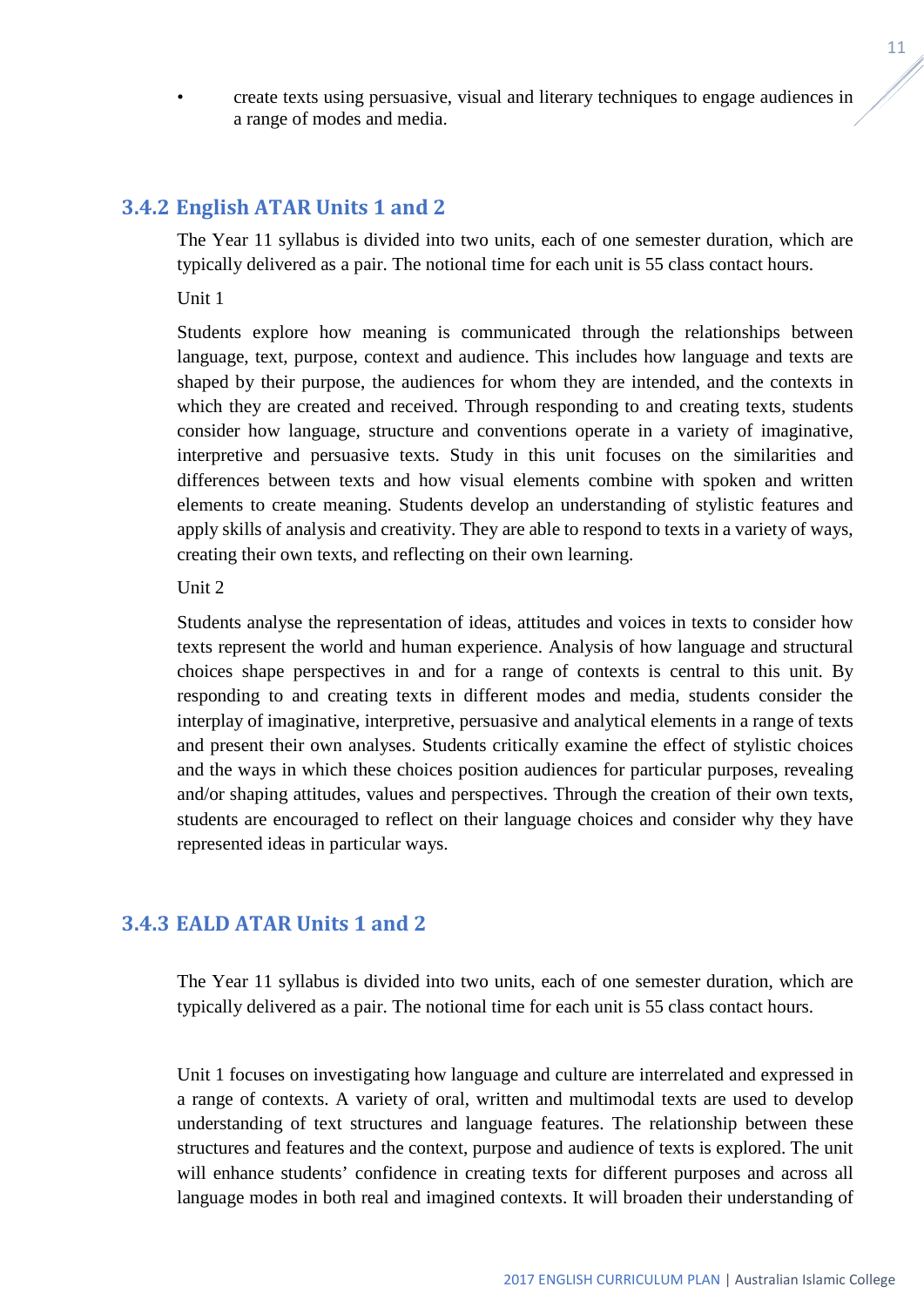- create texts using persuasive, visual and literary techniques to engage audiences in a range of modes and media.

### 3.4.2 English ATAR Units 1 and 2

The Year 11 syllabus is divided into two units, each of one semester duration, which are typically delivered as a pair. The notional time for each unit is 55 class contact hours.

Unit 1

Students explore how meaning is communicated through the relationships between language, text, purpose, context and audience. This includes how language and texts are shaped by their purpose, the audiences for whom they are intended, and the contexts in which they are created and received. Through responding to and creating texts, students consider how language, structure and conventions operate in a variety of imaginative, interpretive and persuasive texts. Study in this unit focuses on the similarities and differences between texts and how visual elements combine with spoken and written elements to create meaning. Students develop an understanding of stylistic features and apply skills of analysis and creativity. They are able to respond to texts in a variety of ways, creating their own texts, and reflecting on their own learning.

Unit 2

Students analyse the representation of ideas, attitudes and voices in texts to consider how texts represent the world and human experience. Analysis of how language and structural choices shape perspectives in and for a range of contexts is central to this unit. By responding to and creating texts in different modes and media, students consider the interplay of imaginative, interpretive, persuasive and analytical elements in a range of texts and present their own analyses. Students critically examine the effect of stylistic choices and the ways in which these choices position audiences for particular purposes, revealing and/or shaping attitudes, values and perspectives. Through the creation of their own texts, students are encouraged to reflect on their language choices and consider why they have represented ideas in particular ways.

### 3.4.3 EALD ATAR Units 1 and 2

The Year 11 syllabus is divided into two units, each of one semester duration, which are typically delivered as a pair. The notional time for each unit is 55 class contact hours.

Unit 1 focuses on investigating how language and culture are interrelated and expressed in a range of contexts. A variety of oral, written and multimodal texts are used to develop understanding of text structures and language features. The relationship between these structures and features and the context, purpose and audience of texts is explored. The unit will enhance students' confidence in creating texts for different purposes and across all language modes in both real and imagined contexts. It will broaden their understanding of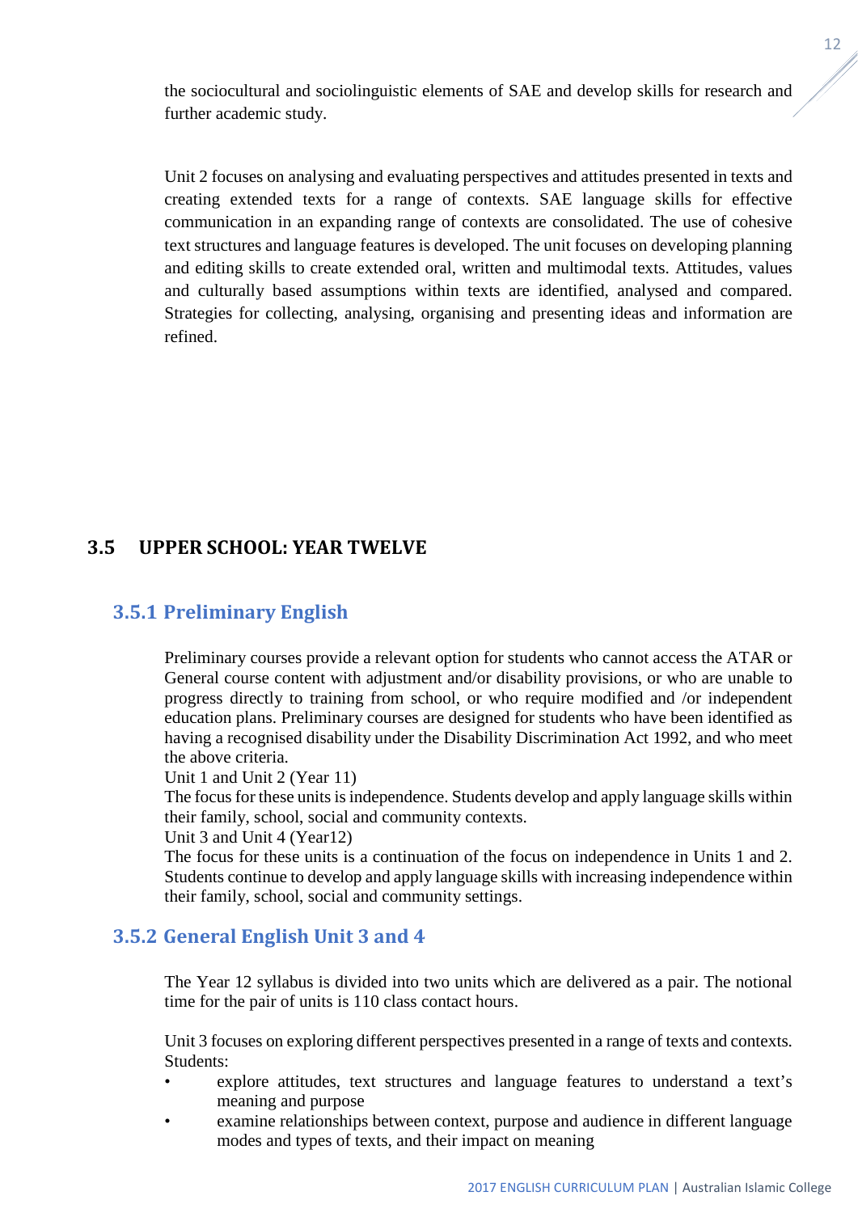the sociocultural and sociolinguistic elements of SAE and develop skills for research and further academic study.

Unit 2 focuses on analysing and evaluating perspectives and attitudes presented in texts and creating extended texts for a range of contexts. SAE language skills for effective communication in an expanding range of contexts are consolidated. The use of cohesive text structures and language features is developed. The unit focuses on developing planning and editing skills to create extended oral, written and multimodal texts. Attitudes, values and culturally based assumptions within texts are identified, analysed and compared. Strategies for collecting, analysing, organising and presenting ideas and information are refined.

## 3.5 UPPER SCHOOL: YEAR TWELVE

### 3.5.1 Preliminary English

Preliminary courses provide a relevant option for students who cannot access the ATAR or General course content with adjustment and/or disability provisions, or who are unable to progress directly to training from school, or who require modified and /or independent education plans. Preliminary courses are designed for students who have been identified as having a recognised disability under the Disability Discrimination Act 1992, and who meet the above criteria.
Unit 1 and Unit 2 (Year 11)
The focus for these units is independence. Students develop and apply language skills within their family, school, social and community contexts.
Unit 3 and Unit 4 (Year12)
The focus for these units is a continuation of the focus on independence in Units 1 and 2. Students continue to develop and apply language skills with increasing independence within their family, school, social and community settings.

### 3.5.2 General English Unit 3 and 4

The Year 12 syllabus is divided into two units which are delivered as a pair. The notional time for the pair of units is 110 class contact hours.

Unit 3 focuses on exploring different perspectives presented in a range of texts and contexts. Students:

- explore attitudes, text structures and language features to understand a text's meaning and purpose
- examine relationships between context, purpose and audience in different language modes and types of texts, and their impact on meaning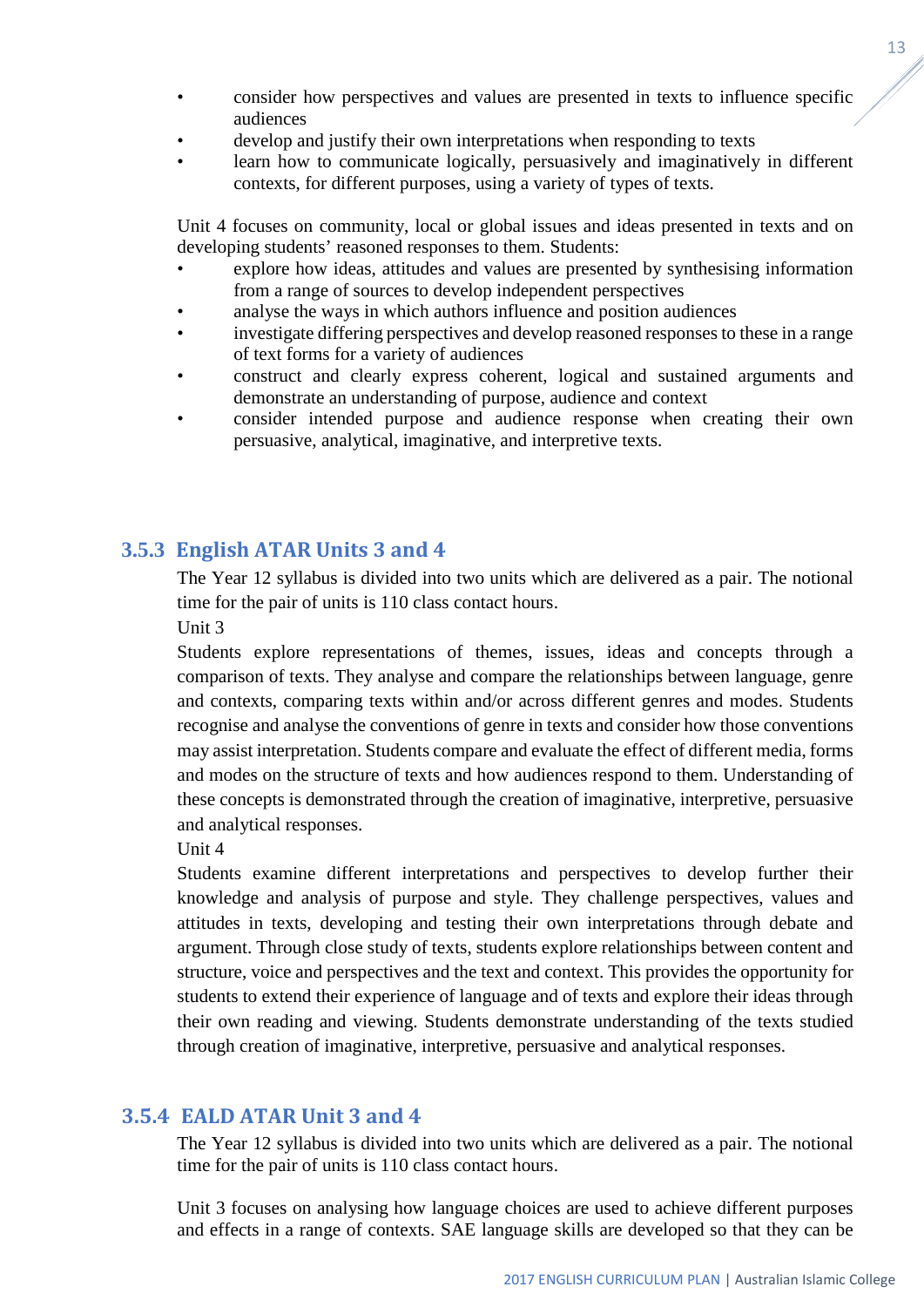- consider how perspectives and values are presented in texts to influence specific audiences
- develop and justify their own interpretations when responding to texts
- learn how to communicate logically, persuasively and imaginatively in different contexts, for different purposes, using a variety of types of texts.

Unit 4 focuses on community, local or global issues and ideas presented in texts and on developing students' reasoned responses to them. Students:

- explore how ideas, attitudes and values are presented by synthesising information from a range of sources to develop independent perspectives
- analyse the ways in which authors influence and position audiences
- investigate differing perspectives and develop reasoned responses to these in a range of text forms for a variety of audiences
- construct and clearly express coherent, logical and sustained arguments and demonstrate an understanding of purpose, audience and context
- consider intended purpose and audience response when creating their own persuasive, analytical, imaginative, and interpretive texts.

### 3.5.3 English ATAR Units 3 and 4

The Year 12 syllabus is divided into two units which are delivered as a pair. The notional time for the pair of units is 110 class contact hours.

Unit 3

Students explore representations of themes, issues, ideas and concepts through a comparison of texts. They analyse and compare the relationships between language, genre and contexts, comparing texts within and/or across different genres and modes. Students recognise and analyse the conventions of genre in texts and consider how those conventions may assist interpretation. Students compare and evaluate the effect of different media, forms and modes on the structure of texts and how audiences respond to them. Understanding of these concepts is demonstrated through the creation of imaginative, interpretive, persuasive and analytical responses.

Unit 4

Students examine different interpretations and perspectives to develop further their knowledge and analysis of purpose and style. They challenge perspectives, values and attitudes in texts, developing and testing their own interpretations through debate and argument. Through close study of texts, students explore relationships between content and structure, voice and perspectives and the text and context. This provides the opportunity for students to extend their experience of language and of texts and explore their ideas through their own reading and viewing. Students demonstrate understanding of the texts studied through creation of imaginative, interpretive, persuasive and analytical responses.

### 3.5.4 EALD ATAR Unit 3 and 4

The Year 12 syllabus is divided into two units which are delivered as a pair. The notional time for the pair of units is 110 class contact hours.

Unit 3 focuses on analysing how language choices are used to achieve different purposes and effects in a range of contexts. SAE language skills are developed so that they can be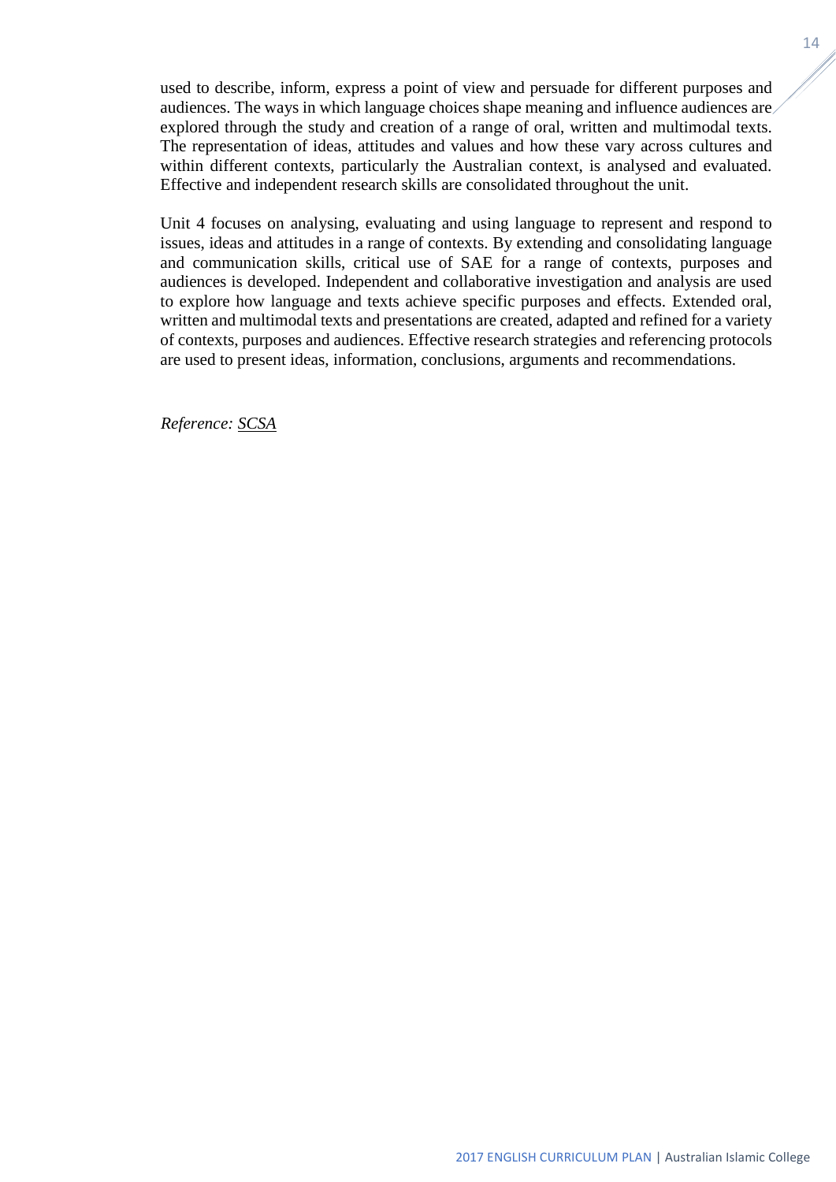used to describe, inform, express a point of view and persuade for different purposes and audiences. The ways in which language choices shape meaning and influence audiences are explored through the study and creation of a range of oral, written and multimodal texts. The representation of ideas, attitudes and values and how these vary across cultures and within different contexts, particularly the Australian context, is analysed and evaluated. Effective and independent research skills are consolidated throughout the unit.

Unit 4 focuses on analysing, evaluating and using language to represent and respond to issues, ideas and attitudes in a range of contexts. By extending and consolidating language and communication skills, critical use of SAE for a range of contexts, purposes and audiences is developed. Independent and collaborative investigation and analysis are used to explore how language and texts achieve specific purposes and effects. Extended oral, written and multimodal texts and presentations are created, adapted and refined for a variety of contexts, purposes and audiences. Effective research strategies and referencing protocols are used to present ideas, information, conclusions, arguments and recommendations.

*Reference: SCSA*